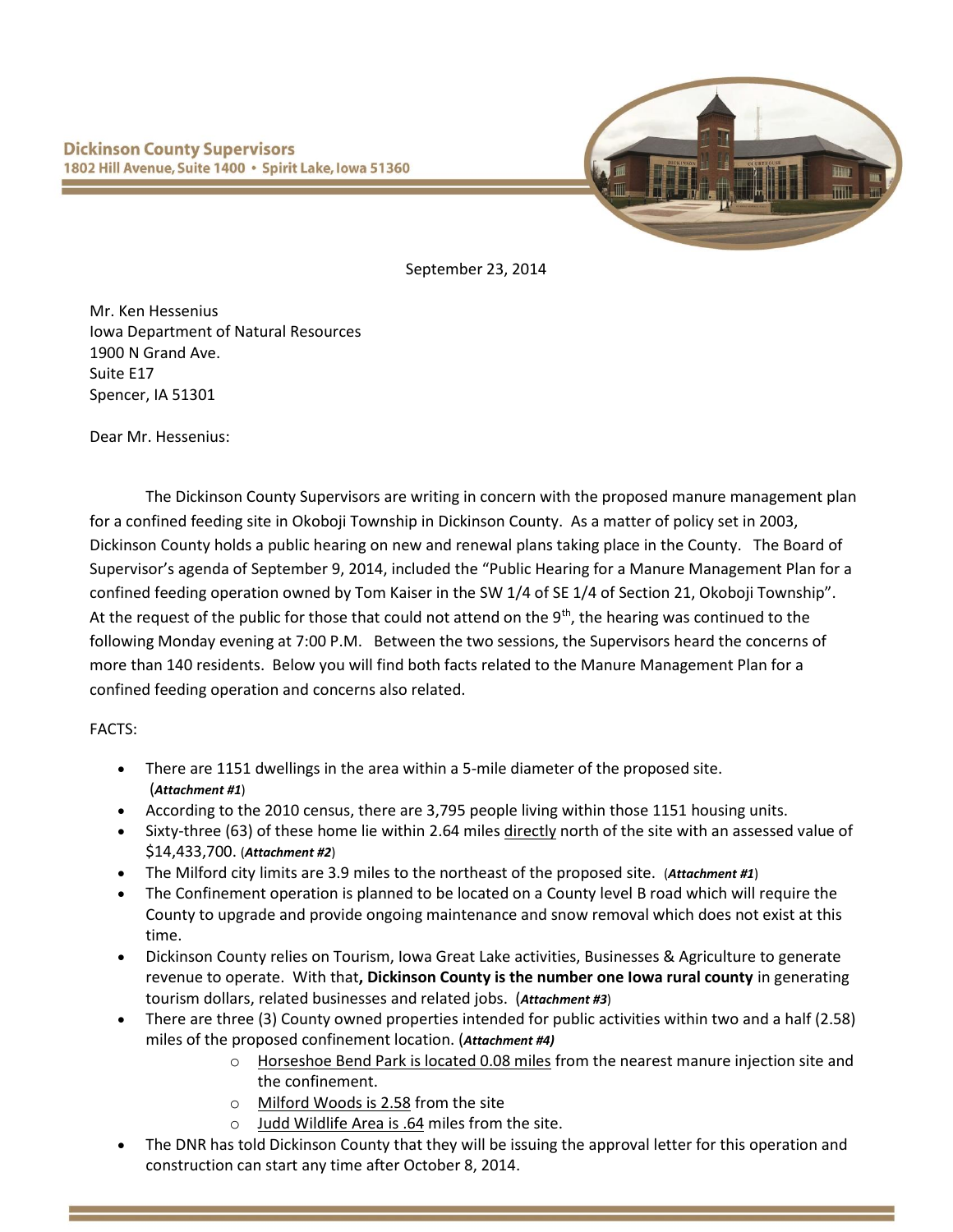**Dickinson County Supervisors**
**1802 Hill Avenue, Suite 1400 • Spirit Lake, Iowa 51360**

September 23, 2014

Mr. Ken Hessenius
Iowa Department of Natural Resources
1900 N Grand Ave.
Suite E17
Spencer, IA 51301

Dear Mr. Hessenius:

The Dickinson County Supervisors are writing in concern with the proposed manure management plan for a confined feeding site in Okoboji Township in Dickinson County. As a matter of policy set in 2003, Dickinson County holds a public hearing on new and renewal plans taking place in the County. The Board of Supervisor's agenda of September 9, 2014, included the "Public Hearing for a Manure Management Plan for a confined feeding operation owned by Tom Kaiser in the SW 1/4 of SE 1/4 of Section 21, Okoboji Township". At the request of the public for those that could not attend on the 9th, the hearing was continued to the following Monday evening at 7:00 P.M. Between the two sessions, the Supervisors heard the concerns of more than 140 residents. Below you will find both facts related to the Manure Management Plan for a confined feeding operation and concerns also related.

FACTS:

- There are 1151 dwellings in the area within a 5-mile diameter of the proposed site. (***Attachment #1***)
- According to the 2010 census, there are 3,795 people living within those 1151 housing units.
- Sixty-three (63) of these home lie within 2.64 miles <u>directly</u> north of the site with an assessed value of $14,433,700. (***Attachment #2***)
- The Milford city limits are 3.9 miles to the northeast of the proposed site. (***Attachment #1***)
- The Confinement operation is planned to be located on a County level B road which will require the County to upgrade and provide ongoing maintenance and snow removal which does not exist at this time.
- Dickinson County relies on Tourism, Iowa Great Lake activities, Businesses & Agriculture to generate revenue to operate. With that**, Dickinson County is the number one Iowa rural county** in generating tourism dollars, related businesses and related jobs. (***Attachment #3***)
- There are three (3) County owned properties intended for public activities within two and a half (2.58) miles of the proposed confinement location. (***Attachment #4)***
  - <u>Horseshoe Bend Park is located 0.08 miles</u> from the nearest manure injection site and the confinement.
  - <u>Milford Woods is 2.58</u> from the site
  - <u>Judd Wildlife Area is .64</u> miles from the site.
- The DNR has told Dickinson County that they will be issuing the approval letter for this operation and construction can start any time after October 8, 2014.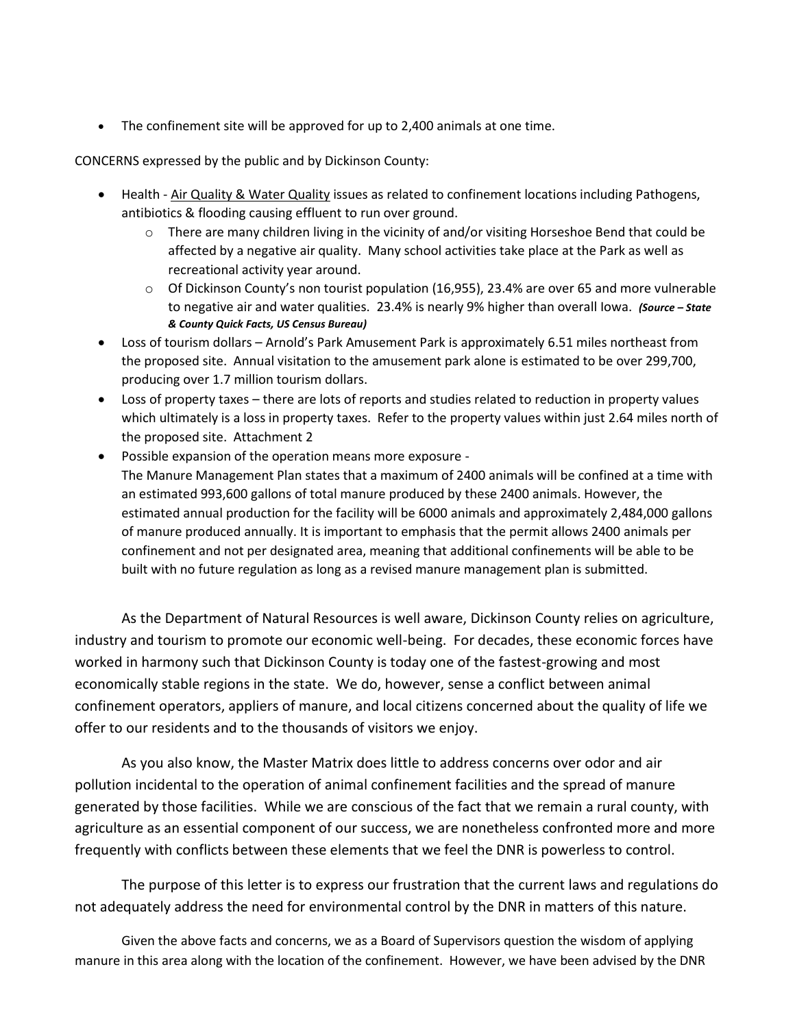- The confinement site will be approved for up to 2,400 animals at one time.

CONCERNS expressed by the public and by Dickinson County:

- Health - Air Quality & Water Quality issues as related to confinement locations including Pathogens, antibiotics & flooding causing effluent to run over ground.
  - There are many children living in the vicinity of and/or visiting Horseshoe Bend that could be affected by a negative air quality. Many school activities take place at the Park as well as recreational activity year around.
  - Of Dickinson County's non tourist population (16,955), 23.4% are over 65 and more vulnerable to negative air and water qualities. 23.4% is nearly 9% higher than overall Iowa. ***(Source – State & County Quick Facts, US Census Bureau)***
- Loss of tourism dollars – Arnold's Park Amusement Park is approximately 6.51 miles northeast from the proposed site. Annual visitation to the amusement park alone is estimated to be over 299,700, producing over 1.7 million tourism dollars.
- Loss of property taxes – there are lots of reports and studies related to reduction in property values which ultimately is a loss in property taxes. Refer to the property values within just 2.64 miles north of the proposed site. Attachment 2
- Possible expansion of the operation means more exposure -
  The Manure Management Plan states that a maximum of 2400 animals will be confined at a time with an estimated 993,600 gallons of total manure produced by these 2400 animals. However, the estimated annual production for the facility will be 6000 animals and approximately 2,484,000 gallons of manure produced annually. It is important to emphasis that the permit allows 2400 animals per confinement and not per designated area, meaning that additional confinements will be able to be built with no future regulation as long as a revised manure management plan is submitted.

As the Department of Natural Resources is well aware, Dickinson County relies on agriculture, industry and tourism to promote our economic well-being. For decades, these economic forces have worked in harmony such that Dickinson County is today one of the fastest-growing and most economically stable regions in the state. We do, however, sense a conflict between animal confinement operators, appliers of manure, and local citizens concerned about the quality of life we offer to our residents and to the thousands of visitors we enjoy.

As you also know, the Master Matrix does little to address concerns over odor and air pollution incidental to the operation of animal confinement facilities and the spread of manure generated by those facilities. While we are conscious of the fact that we remain a rural county, with agriculture as an essential component of our success, we are nonetheless confronted more and more frequently with conflicts between these elements that we feel the DNR is powerless to control.

The purpose of this letter is to express our frustration that the current laws and regulations do not adequately address the need for environmental control by the DNR in matters of this nature.

Given the above facts and concerns, we as a Board of Supervisors question the wisdom of applying manure in this area along with the location of the confinement. However, we have been advised by the DNR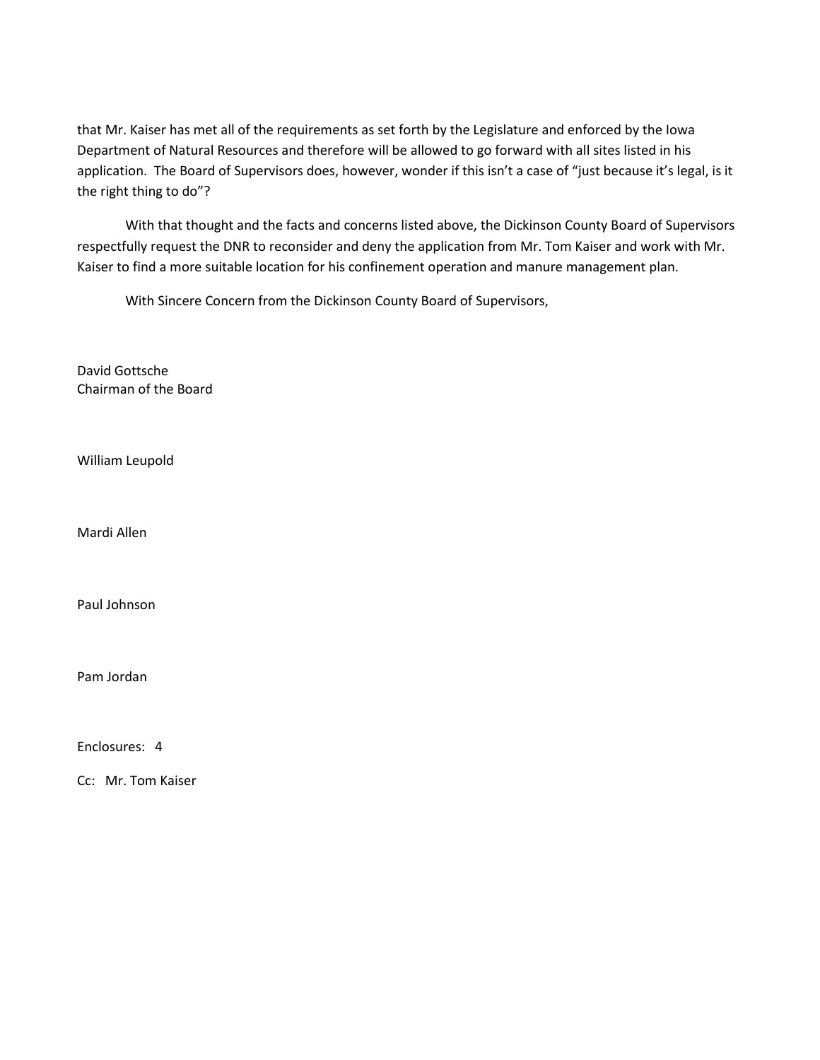that Mr. Kaiser has met all of the requirements as set forth by the Legislature and enforced by the Iowa Department of Natural Resources and therefore will be allowed to go forward with all sites listed in his application. The Board of Supervisors does, however, wonder if this isn't a case of "just because it's legal, is it the right thing to do"?

With that thought and the facts and concerns listed above, the Dickinson County Board of Supervisors respectfully request the DNR to reconsider and deny the application from Mr. Tom Kaiser and work with Mr. Kaiser to find a more suitable location for his confinement operation and manure management plan.

With Sincere Concern from the Dickinson County Board of Supervisors,

David Gottsche
Chairman of the Board

William Leupold

Mardi Allen

Paul Johnson

Pam Jordan

Enclosures: 4

Cc: Mr. Tom Kaiser